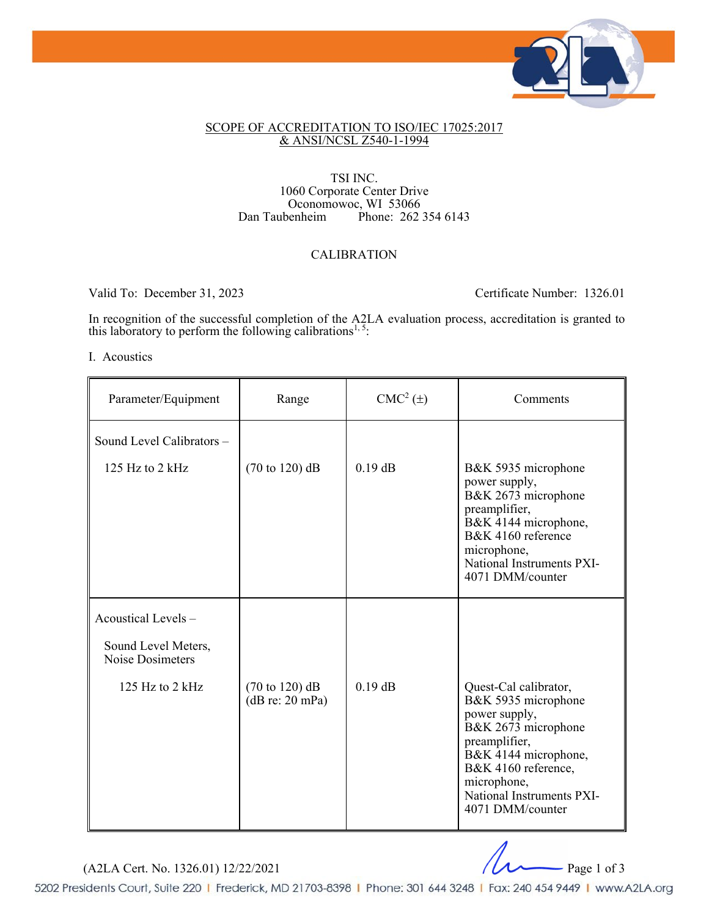## SCOPE OF ACCREDITATION TO ISO/IEC 17025:2017 & ANSI/NCSL Z540-1-1994

TSI INC.
1060 Corporate Center Drive
Oconomowoc, WI 53066
Dan Taubenheim Phone: 262 354 6143

### CALIBRATION

Valid To: December 31, 2023 Certificate Number: 1326.01

In recognition of the successful completion of the A2LA evaluation process, accreditation is granted to this laboratory to perform the following calibrations[1, 5]:

I. Acoustics

| Parameter/Equipment | Range | CMC[2] (±) | Comments |
|---|---|---|---|
| Sound Level Calibrators – | | | |
| 125 Hz to 2 kHz | (70 to 120) dB | 0.19 dB | B&K 5935 microphone power supply, B&K 2673 microphone preamplifier, B&K 4144 microphone, B&K 4160 reference microphone, National Instruments PXI-4071 DMM/counter |
| Acoustical Levels – | | | |
| Sound Level Meters, Noise Dosimeters | | | |
| 125 Hz to 2 kHz | (70 to 120) dB (dB re: 20 mPa) | 0.19 dB | Quest-Cal calibrator, B&K 5935 microphone power supply, B&K 2673 microphone preamplifier, B&K 4144 microphone, B&K 4160 reference, microphone, National Instruments PXI-4071 DMM/counter |

(A2LA Cert. No. 1326.01) 12/22/2021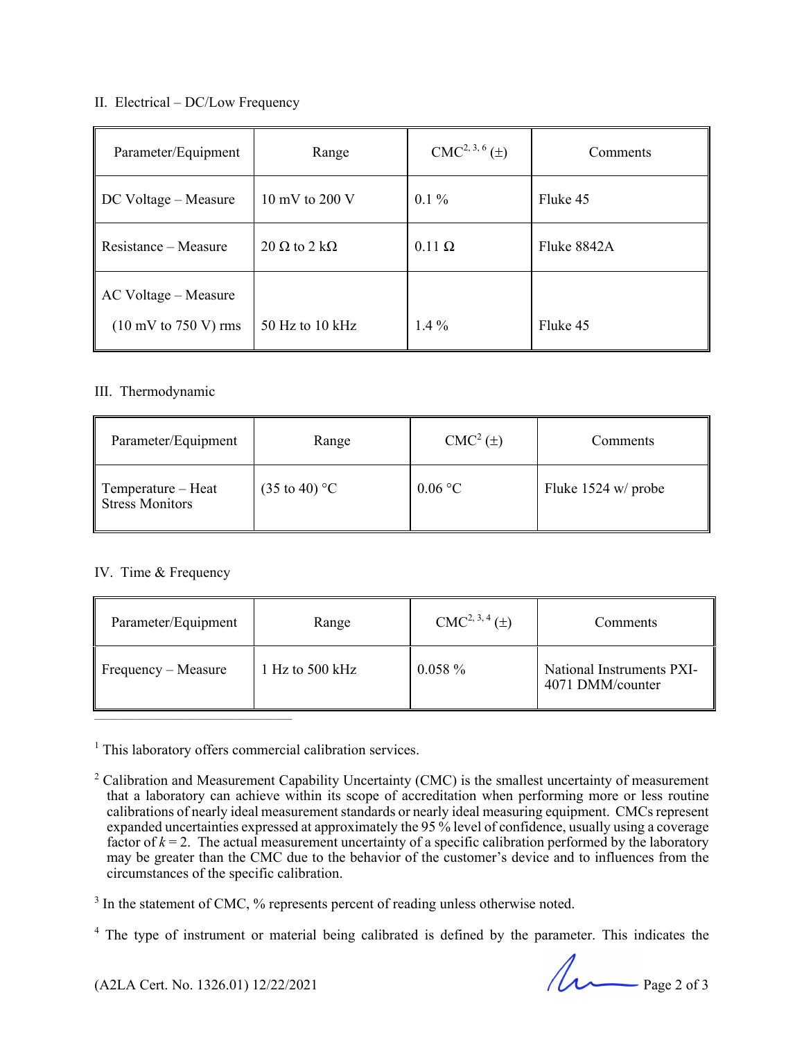II. Electrical – DC/Low Frequency

| Parameter/Equipment | Range | CMC[2, 3, 6] (±) | Comments |
|---|---|---|---|
| DC Voltage – Measure | 10 mV to 200 V | 0.1 % | Fluke 45 |
| Resistance – Measure | 20 Ω to 2 kΩ | 0.11 Ω | Fluke 8842A |
| AC Voltage – Measure (10 mV to 750 V) rms | 50 Hz to 10 kHz | 1.4 % | Fluke 45 |

III. Thermodynamic

| Parameter/Equipment | Range | CMC[2] (±) | Comments |
|---|---|---|---|
| Temperature – Heat Stress Monitors | (35 to 40) °C | 0.06 °C | Fluke 1524 w/ probe |

IV. Time & Frequency

| Parameter/Equipment | Range | CMC[2, 3, 4] (±) | Comments |
|---|---|---|---|
| Frequency – Measure | 1 Hz to 500 kHz | 0.058 % | National Instruments PXI-4071 DMM/counter |

---

[1] This laboratory offers commercial calibration services.

[2] Calibration and Measurement Capability Uncertainty (CMC) is the smallest uncertainty of measurement that a laboratory can achieve within its scope of accreditation when performing more or less routine calibrations of nearly ideal measurement standards or nearly ideal measuring equipment. CMCs represent expanded uncertainties expressed at approximately the 95 % level of confidence, usually using a coverage factor of $k = 2$. The actual measurement uncertainty of a specific calibration performed by the laboratory may be greater than the CMC due to the behavior of the customer's device and to influences from the circumstances of the specific calibration.

[3] In the statement of CMC, % represents percent of reading unless otherwise noted.

[4] The type of instrument or material being calibrated is defined by the parameter. This indicates the

(A2LA Cert. No. 1326.01) 12/22/2021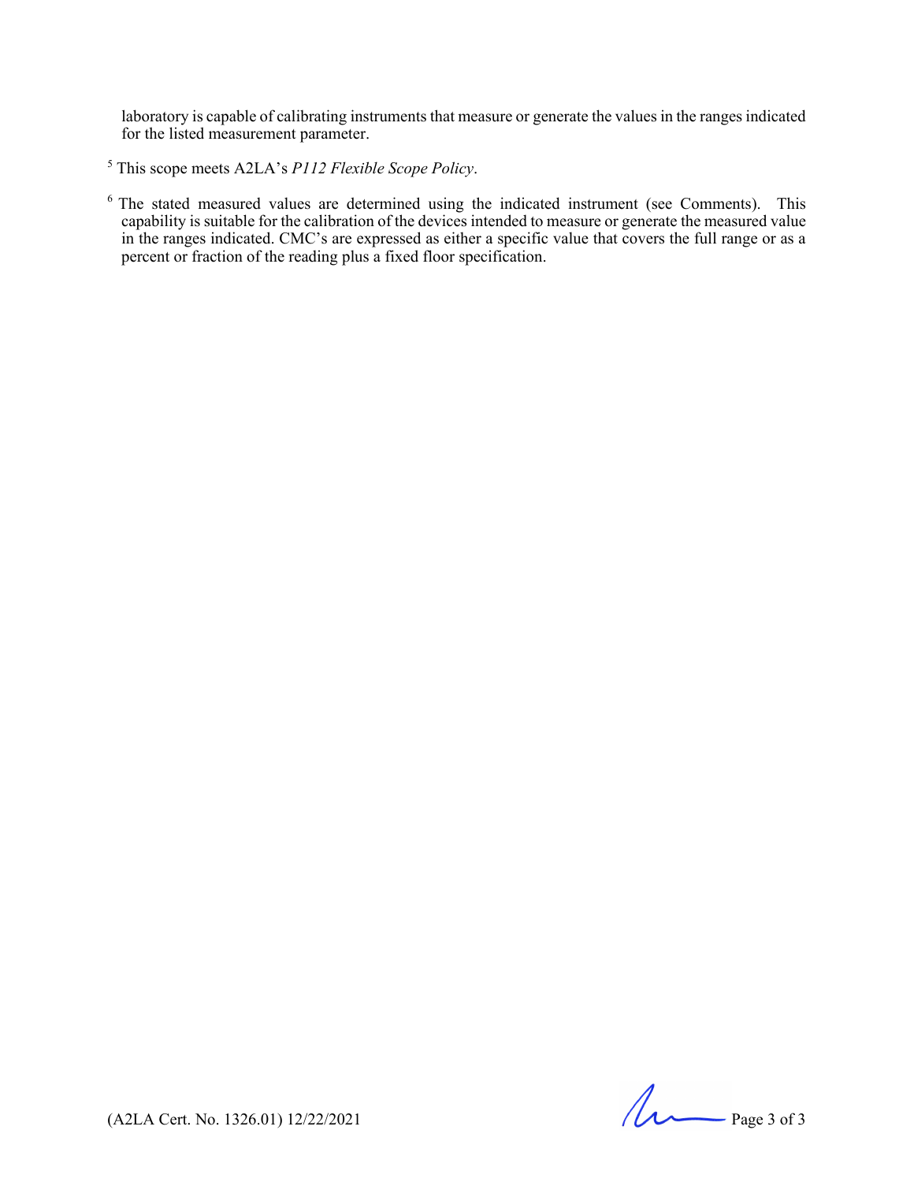laboratory is capable of calibrating instruments that measure or generate the values in the ranges indicated for the listed measurement parameter.

[5] This scope meets A2LA's *P112 Flexible Scope Policy*.

[6] The stated measured values are determined using the indicated instrument (see Comments). This capability is suitable for the calibration of the devices intended to measure or generate the measured value in the ranges indicated. CMC's are expressed as either a specific value that covers the full range or as a percent or fraction of the reading plus a fixed floor specification.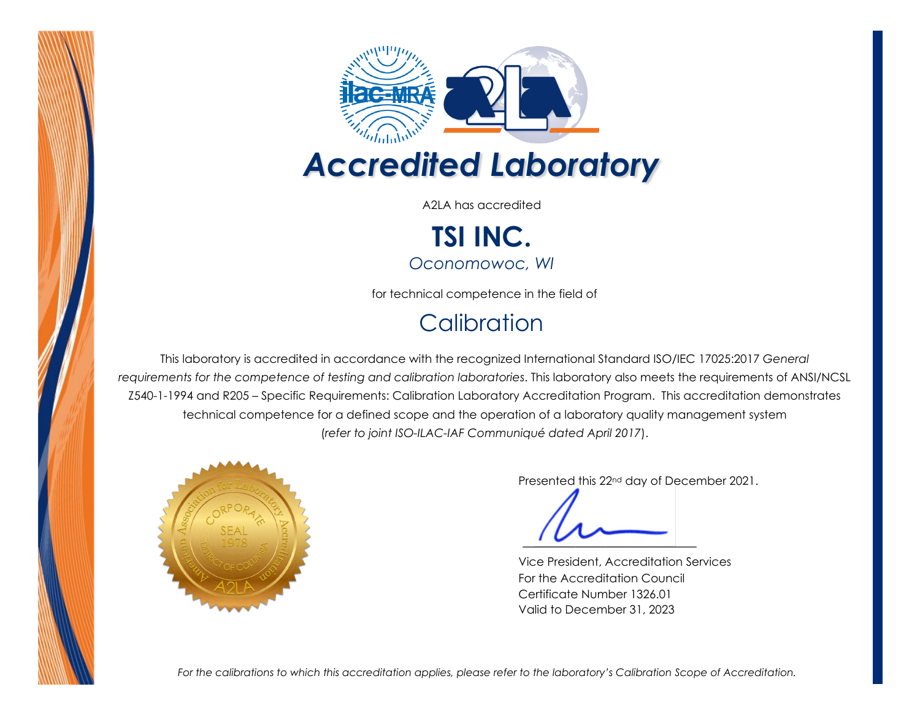# Accredited Laboratory

A2LA has accredited

## TSI INC.

*Oconomowoc, WI*

for technical competence in the field of

## Calibration

This laboratory is accredited in accordance with the recognized International Standard ISO/IEC 17025:2017 *General requirements for the competence of testing and calibration laboratories*. This laboratory also meets the requirements of ANSI/NCSL Z540-1-1994 and R205 – Specific Requirements: Calibration Laboratory Accreditation Program. This accreditation demonstrates technical competence for a defined scope and the operation of a laboratory quality management system (*refer to joint ISO-ILAC-IAF Communiqué dated April 2017*).

Presented this 22nd day of December 2021.

Vice President, Accreditation Services
For the Accreditation Council
Certificate Number 1326.01
Valid to December 31, 2023

*For the calibrations to which this accreditation applies, please refer to the laboratory's Calibration Scope of Accreditation.*